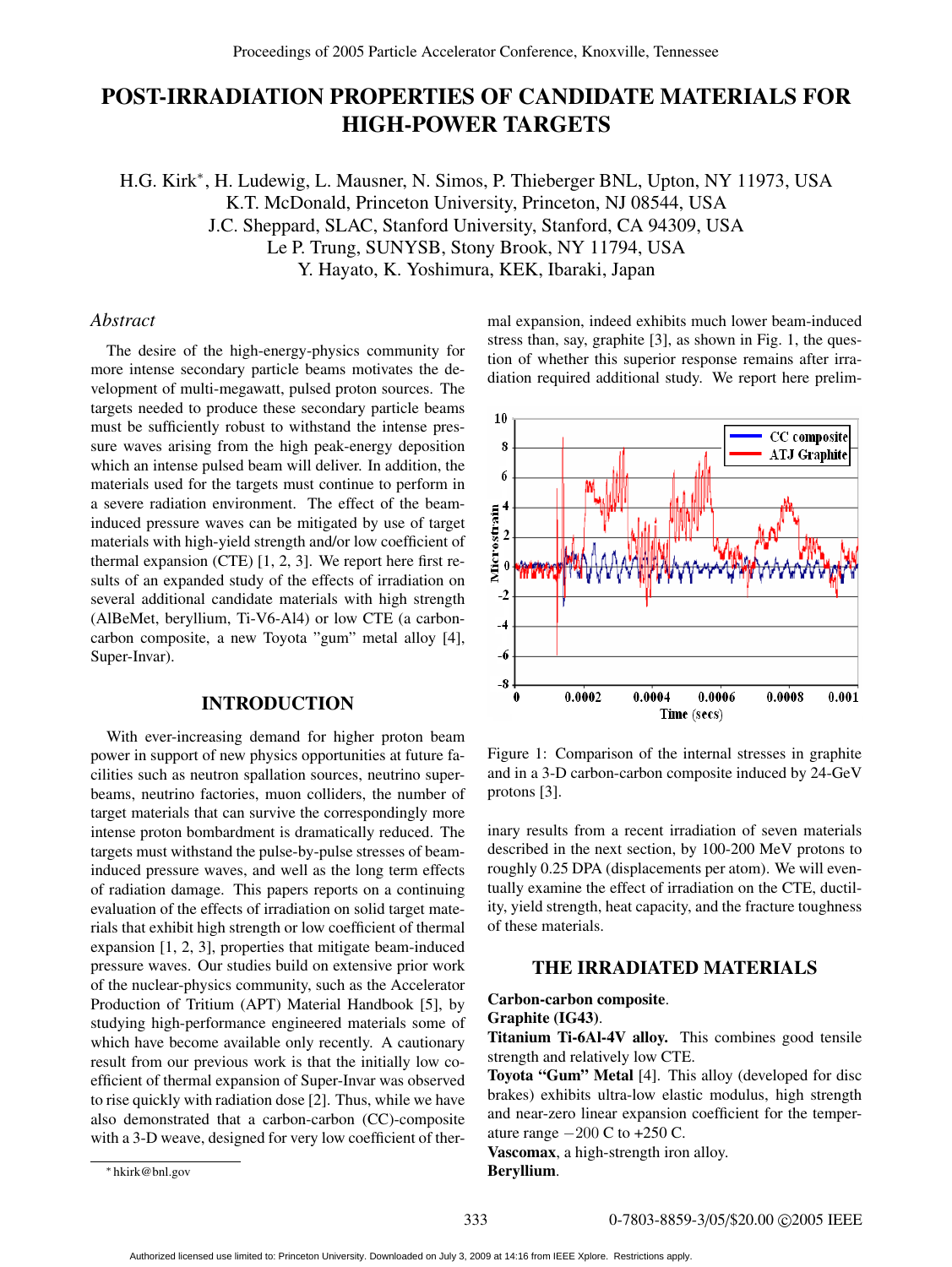# POST-IRRADIATION PROPERTIES OF CANDIDATE MATERIALS FOR HIGH-POWER TARGETS

H.G. Kirk*, H. Ludewig, L. Mausner, N. Simos, P. Thieberger BNL, Upton, NY 11973, USA
K.T. McDonald, Princeton University, Princeton, NJ 08544, USA
J.C. Sheppard, SLAC, Stanford University, Stanford, CA 94309, USA
Le P. Trung, SUNYSB, Stony Brook, NY 11794, USA
Y. Hayato, K. Yoshimura, KEK, Ibaraki, Japan

*Abstract*

The desire of the high-energy-physics community for more intense secondary particle beams motivates the development of multi-megawatt, pulsed proton sources. The targets needed to produce these secondary particle beams must be sufficiently robust to withstand the intense pressure waves arising from the high peak-energy deposition which an intense pulsed beam will deliver. In addition, the materials used for the targets must continue to perform in a severe radiation environment. The effect of the beam-induced pressure waves can be mitigated by use of target materials with high-yield strength and/or low coefficient of thermal expansion (CTE) [1, 2, 3]. We report here first results of an expanded study of the effects of irradiation on several additional candidate materials with high strength (AlBeMet, beryllium, Ti-V6-Al4) or low CTE (a carbon-carbon composite, a new Toyota "gum" metal alloy [4], Super-Invar).

## INTRODUCTION

With ever-increasing demand for higher proton beam power in support of new physics opportunities at future facilities such as neutron spallation sources, neutrino superbeams, neutrino factories, muon colliders, the number of target materials that can survive the correspondingly more intense proton bombardment is dramatically reduced. The targets must withstand the pulse-by-pulse stresses of beam-induced pressure waves, and well as the long term effects of radiation damage. This papers reports on a continuing evaluation of the effects of irradiation on solid target materials that exhibit high strength or low coefficient of thermal expansion [1, 2, 3], properties that mitigate beam-induced pressure waves. Our studies build on extensive prior work of the nuclear-physics community, such as the Accelerator Production of Tritium (APT) Material Handbook [5], by studying high-performance engineered materials some of which have become available only recently. A cautionary result from our previous work is that the initially low coefficient of thermal expansion of Super-Invar was observed to rise quickly with radiation dose [2]. Thus, while we have also demonstrated that a carbon-carbon (CC)-composite with a 3-D weave, designed for very low coefficient of thermal expansion, indeed exhibits much lower beam-induced stress than, say, graphite [3], as shown in Fig. 1, the question of whether this superior response remains after irradiation required additional study. We report here preliminary results from a recent irradiation of seven materials described in the next section, by 100-200 MeV protons to roughly 0.25 DPA (displacements per atom). We will eventually examine the effect of irradiation on the CTE, ductility, yield strength, heat capacity, and the fracture toughness of these materials.

Figure 1: Comparison of the internal stresses in graphite and in a 3-D carbon-carbon composite induced by 24-GeV protons [3].

## THE IRRADIATED MATERIALS

**Carbon-carbon composite**.
**Graphite (IG43)**.
**Titanium Ti-6Al-4V alloy.** This combines good tensile strength and relatively low CTE.
**Toyota "Gum" Metal** [4]. This alloy (developed for disc brakes) exhibits ultra-low elastic modulus, high strength and near-zero linear expansion coefficient for the temperature range −200 C to +250 C.
**Vascomax**, a high-strength iron alloy.
**Beryllium**.

*hkirk@bnl.gov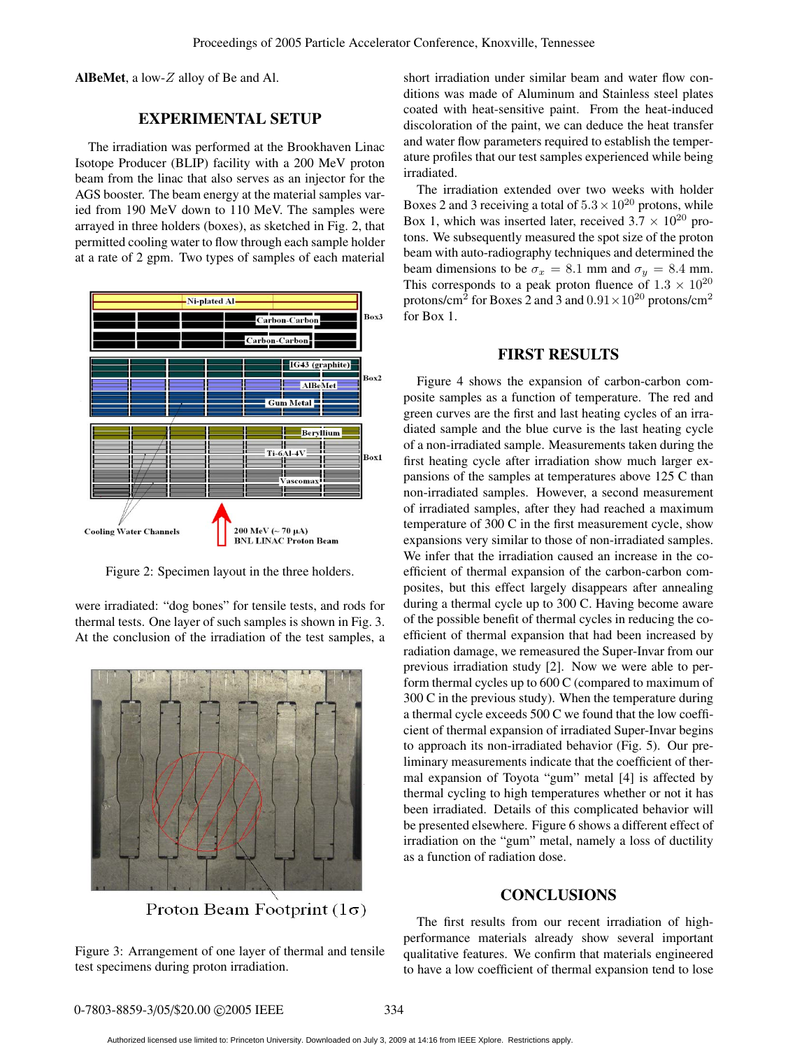**AlBeMet**, a low-$Z$ alloy of Be and Al.

## EXPERIMENTAL SETUP

The irradiation was performed at the Brookhaven Linac Isotope Producer (BLIP) facility with a 200 MeV proton beam from the linac that also serves as an injector for the AGS booster. The beam energy at the material samples varied from 190 MeV down to 110 MeV. The samples were arrayed in three holders (boxes), as sketched in Fig. 2, that permitted cooling water to flow through each sample holder at a rate of 2 gpm. Two types of samples of each material were irradiated: "dog bones" for tensile tests, and rods for thermal tests. One layer of such samples is shown in Fig. 3. At the conclusion of the irradiation of the test samples, a short irradiation under similar beam and water flow conditions was made of Aluminum and Stainless steel plates coated with heat-sensitive paint. From the heat-induced discoloration of the paint, we can deduce the heat transfer and water flow parameters required to establish the temperature profiles that our test samples experienced while being irradiated.

Figure 2: Specimen layout in the three holders.

Proton Beam Footprint ($1\sigma$)

Figure 3: Arrangement of one layer of thermal and tensile test specimens during proton irradiation.

The irradiation extended over two weeks with holder Boxes 2 and 3 receiving a total of $5.3 \times 10^{20}$ protons, while Box 1, which was inserted later, received $3.7 \times 10^{20}$ protons. We subsequently measured the spot size of the proton beam with auto-radiography techniques and determined the beam dimensions to be $\sigma_x = 8.1$ mm and $\sigma_y = 8.4$ mm. This corresponds to a peak proton fluence of $1.3 \times 10^{20}$ protons/cm$^2$ for Boxes 2 and 3 and $0.91 \times 10^{20}$ protons/cm$^2$ for Box 1.

## FIRST RESULTS

Figure 4 shows the expansion of carbon-carbon composite samples as a function of temperature. The red and green curves are the first and last heating cycles of an irradiated sample and the blue curve is the last heating cycle of a non-irradiated sample. Measurements taken during the first heating cycle after irradiation show much larger expansions of the samples at temperatures above 125 C than non-irradiated samples. However, a second measurement of irradiated samples, after they had reached a maximum temperature of 300 C in the first measurement cycle, show expansions very similar to those of non-irradiated samples. We infer that the irradiation caused an increase in the coefficient of thermal expansion of the carbon-carbon composites, but this effect largely disappears after annealing during a thermal cycle up to 300 C. Having become aware of the possible benefit of thermal cycles in reducing the coefficient of thermal expansion that had been increased by radiation damage, we remeasured the Super-Invar from our previous irradiation study [2]. Now we were able to perform thermal cycles up to 600 C (compared to maximum of 300 C in the previous study). When the temperature during a thermal cycle exceeds 500 C we found that the low coefficient of thermal expansion of irradiated Super-Invar begins to approach its non-irradiated behavior (Fig. 5). Our preliminary measurements indicate that the coefficient of thermal expansion of Toyota "gum" metal [4] is affected by thermal cycling to high temperatures whether or not it has been irradiated. Details of this complicated behavior will be presented elsewhere. Figure 6 shows a different effect of irradiation on the "gum" metal, namely a loss of ductility as a function of radiation dose.

## CONCLUSIONS

The first results from our recent irradiation of high-performance materials already show several important qualitative features. We confirm that materials engineered to have a low coefficient of thermal expansion tend to lose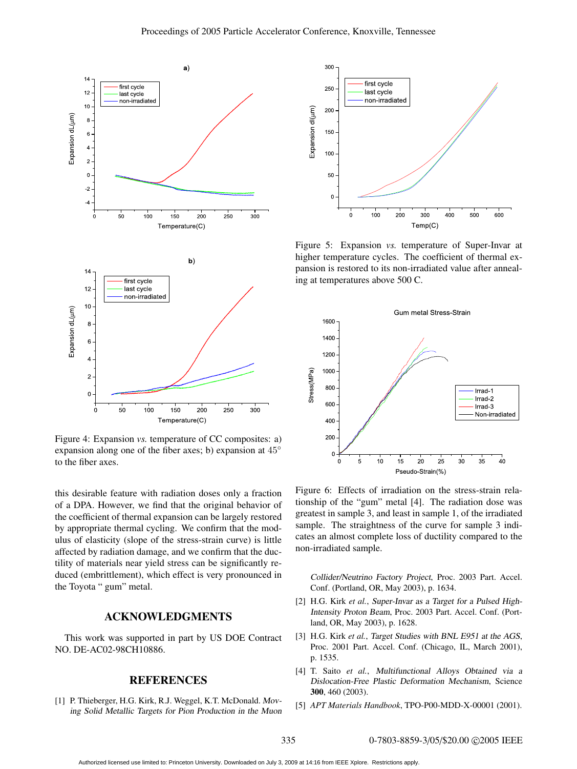a)

14
12
10
8
6
4
2
0
-2
-4

Expansion dL(μm)

0 50 100 150 200 250 300

Temperature(C)

first cycle
last cycle
non-irradiated

b)

14
12
10
8
6
4
2
0

Expansion dL(μm)

0 50 100 150 200 250 300

Temperature(C)

first cycle
last cycle
non-irradiated

Figure 4: Expansion *vs.* temperature of CC composites: a) expansion along one of the fiber axes; b) expansion at 45° to the fiber axes.

300
250
200
150
100
50
0

Expansion dl(μm)

0 100 200 300 400 500 600

Temp(C)

first cycle
last cycle
non-irradiated

Figure 5: Expansion *vs.* temperature of Super-Invar at higher temperature cycles. The coefficient of thermal expansion is restored to its non-irradiated value after annealing at temperatures above 500 C.

Gum metal Stress-Strain

1600
1400
1200
1000
800
600
400
200
0

Stress(MPa)

0 5 10 15 20 25 30 35 40

Pseudo-Strain(%)

Irrad-1
Irrad-2
Irrad-3
Non-irradiated

Figure 6: Effects of irradiation on the stress-strain relationship of the "gum" metal [4]. The radiation dose was greatest in sample 3, and least in sample 1, of the irradiated sample. The straightness of the curve for sample 3 indicates an almost complete loss of ductility compared to the non-irradiated sample.

this desirable feature with radiation doses only a fraction of a DPA. However, we find that the original behavior of the coefficient of thermal expansion can be largely restored by appropriate thermal cycling. We confirm that the modulus of elasticity (slope of the stress-strain curve) is little affected by radiation damage, and we confirm that the ductility of materials near yield stress can be significantly reduced (embrittlement), which effect is very pronounced in the Toyota " gum" metal.

## ACKNOWLEDGMENTS

This work was supported in part by US DOE Contract NO. DE-AC02-98CH10886.

## REFERENCES

[1] P. Thieberger, H.G. Kirk, R.J. Weggel, K.T. McDonald. *Moving Solid Metallic Targets for Pion Production in the Muon Collider/Neutrino Factory Project*, Proc. 2003 Part. Accel. Conf. (Portland, OR, May 2003), p. 1634.

[2] H.G. Kirk *et al.*, *Super-Invar as a Target for a Pulsed High-Intensity Proton Beam*, Proc. 2003 Part. Accel. Conf. (Portland, OR, May 2003), p. 1628.

[3] H.G. Kirk *et al.*, *Target Studies with BNL E951 at the AGS*, Proc. 2001 Part. Accel. Conf. (Chicago, IL, March 2001), p. 1535.

[4] T. Saito *et al.*, *Multifunctional Alloys Obtained via a Dislocation-Free Plastic Deformation Mechanism*, Science **300**, 460 (2003).

[5] *APT Materials Handbook*, TPO-P00-MDD-X-00001 (2001).